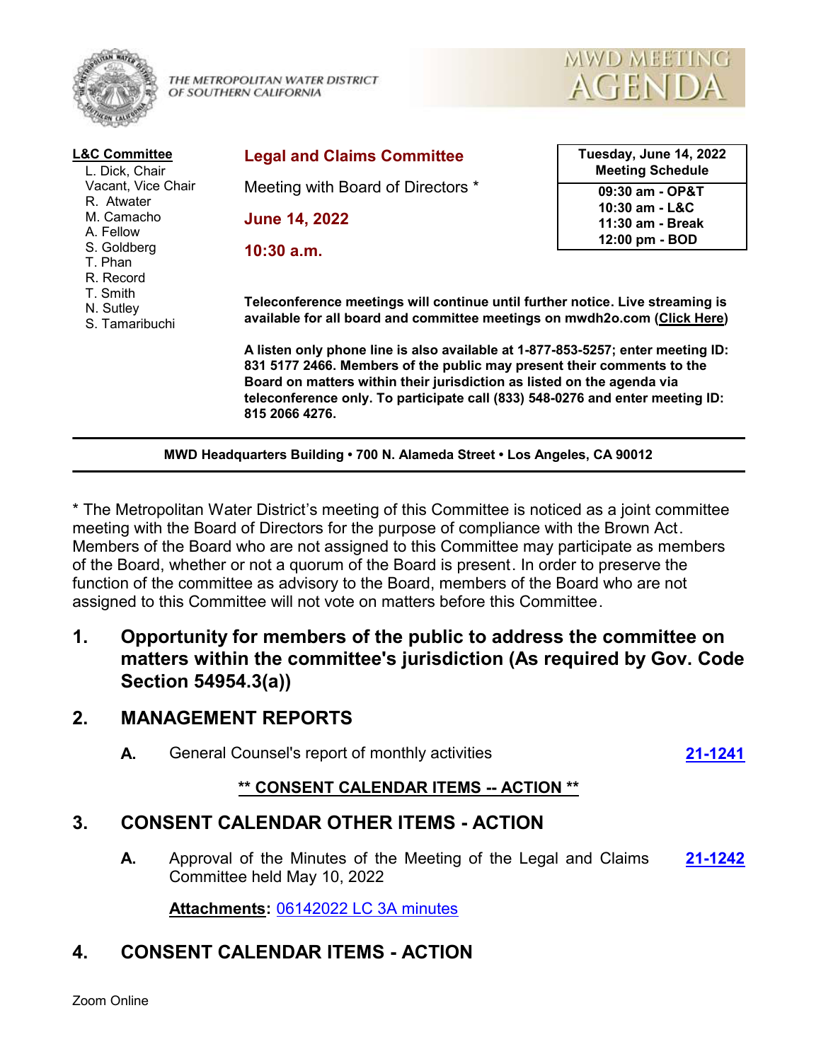THE METROPOLITAN WATER DISTRICT OF SOUTHERN CALIFORNIA

MWD MEETING AGENDA

**L&C Committee**

- L. Dick, Chair
- Vacant, Vice Chair
- R. Atwater
- M. Camacho
- A. Fellow
- S. Goldberg
- T. Phan
- R. Record
- T. Smith
- N. Sutley
- S. Tamaribuchi

## Legal and Claims Committee

Meeting with Board of Directors *

**June 14, 2022**

**10:30 a.m.**

| Tuesday, June 14, 2022 Meeting Schedule |
|---|
| 09:30 am - OP&T |
| 10:30 am - L&C |
| 11:30 am - Break |
| 12:00 pm - BOD |

**Teleconference meetings will continue until further notice. Live streaming is available for all board and committee meetings on mwdh2o.com (Click Here)**

**A listen only phone line is also available at 1-877-853-5257; enter meeting ID: 831 5177 2466. Members of the public may present their comments to the Board on matters within their jurisdiction as listed on the agenda via teleconference only. To participate call (833) 548-0276 and enter meeting ID: 815 2066 4276.**

**MWD Headquarters Building • 700 N. Alameda Street • Los Angeles, CA 90012**

* The Metropolitan Water District's meeting of this Committee is noticed as a joint committee meeting with the Board of Directors for the purpose of compliance with the Brown Act. Members of the Board who are not assigned to this Committee may participate as members of the Board, whether or not a quorum of the Board is present. In order to preserve the function of the committee as advisory to the Board, members of the Board who are not assigned to this Committee will not vote on matters before this Committee.

## 1. Opportunity for members of the public to address the committee on matters within the committee's jurisdiction (As required by Gov. Code Section 54954.3(a))

## 2. MANAGEMENT REPORTS

**A.** General Counsel's report of monthly activities **21-1241**

**\*\* CONSENT CALENDAR ITEMS -- ACTION \*\***

## 3. CONSENT CALENDAR OTHER ITEMS - ACTION

**A.** Approval of the Minutes of the Meeting of the Legal and Claims Committee held May 10, 2022 **21-1242**

**Attachments:** 06142022 LC 3A minutes

## 4. CONSENT CALENDAR ITEMS - ACTION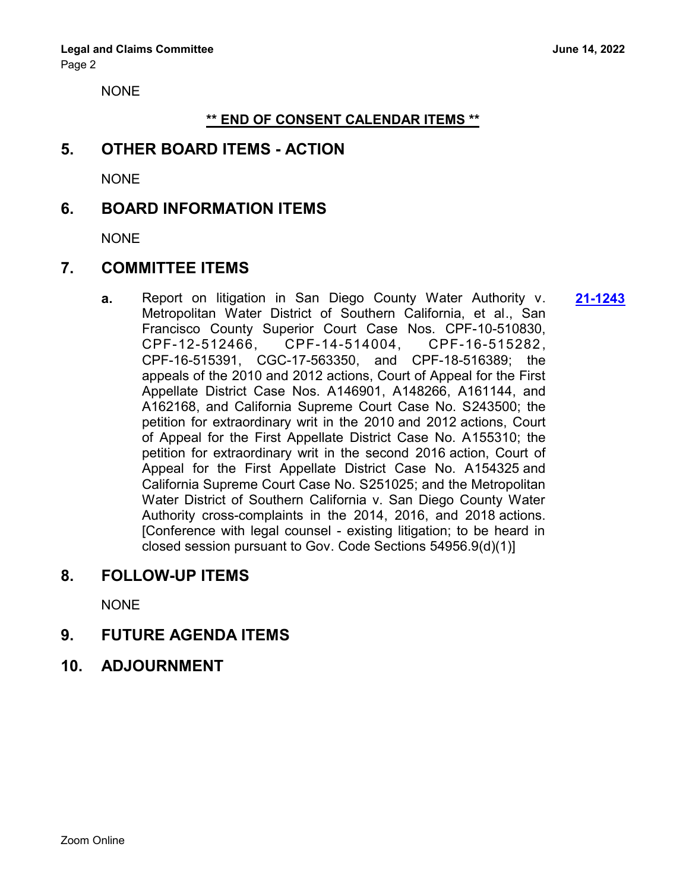NONE

**\*\* END OF CONSENT CALENDAR ITEMS \*\***

## 5. OTHER BOARD ITEMS - ACTION

NONE

## 6. BOARD INFORMATION ITEMS

NONE

## 7. COMMITTEE ITEMS

**a.** Report on litigation in San Diego County Water Authority v. Metropolitan Water District of Southern California, et al., San Francisco County Superior Court Case Nos. CPF-10-510830, CPF-12-512466, CPF-14-514004, CPF-16-515282, CPF-16-515391, CGC-17-563350, and CPF-18-516389; the appeals of the 2010 and 2012 actions, Court of Appeal for the First Appellate District Case Nos. A146901, A148266, A161144, and A162168, and California Supreme Court Case No. S243500; the petition for extraordinary writ in the 2010 and 2012 actions, Court of Appeal for the First Appellate District Case No. A155310; the petition for extraordinary writ in the second 2016 action, Court of Appeal for the First Appellate District Case No. A154325 and California Supreme Court Case No. S251025; and the Metropolitan Water District of Southern California v. San Diego County Water Authority cross-complaints in the 2014, 2016, and 2018 actions. [Conference with legal counsel - existing litigation; to be heard in closed session pursuant to Gov. Code Sections 54956.9(d)(1)] **21-1243**

## 8. FOLLOW-UP ITEMS

NONE

## 9. FUTURE AGENDA ITEMS

## 10. ADJOURNMENT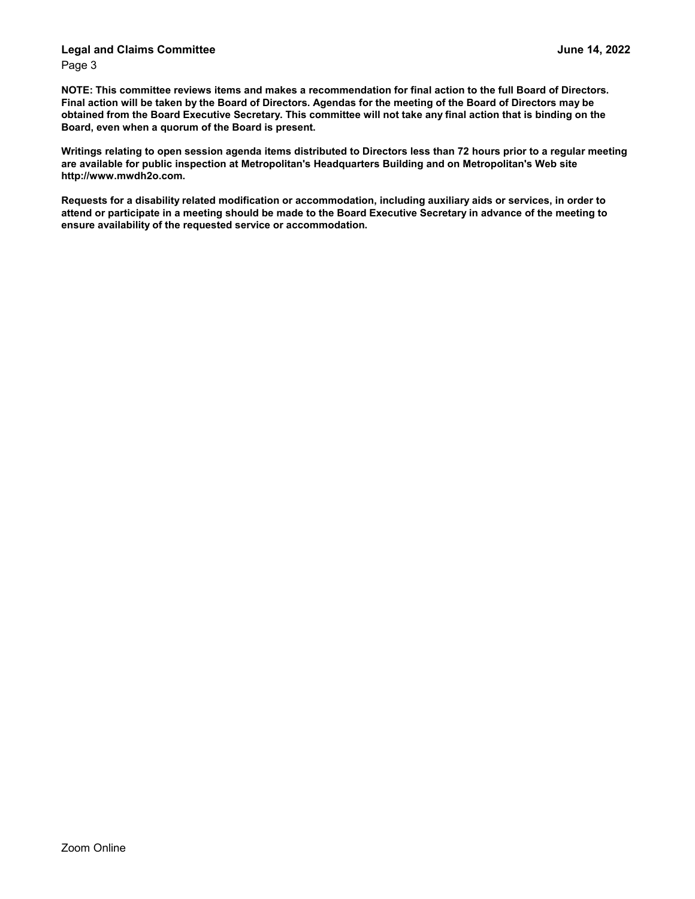**NOTE: This committee reviews items and makes a recommendation for final action to the full Board of Directors. Final action will be taken by the Board of Directors. Agendas for the meeting of the Board of Directors may be obtained from the Board Executive Secretary. This committee will not take any final action that is binding on the Board, even when a quorum of the Board is present.**

**Writings relating to open session agenda items distributed to Directors less than 72 hours prior to a regular meeting are available for public inspection at Metropolitan's Headquarters Building and on Metropolitan's Web site http://www.mwdh2o.com.**

**Requests for a disability related modification or accommodation, including auxiliary aids or services, in order to attend or participate in a meeting should be made to the Board Executive Secretary in advance of the meeting to ensure availability of the requested service or accommodation.**